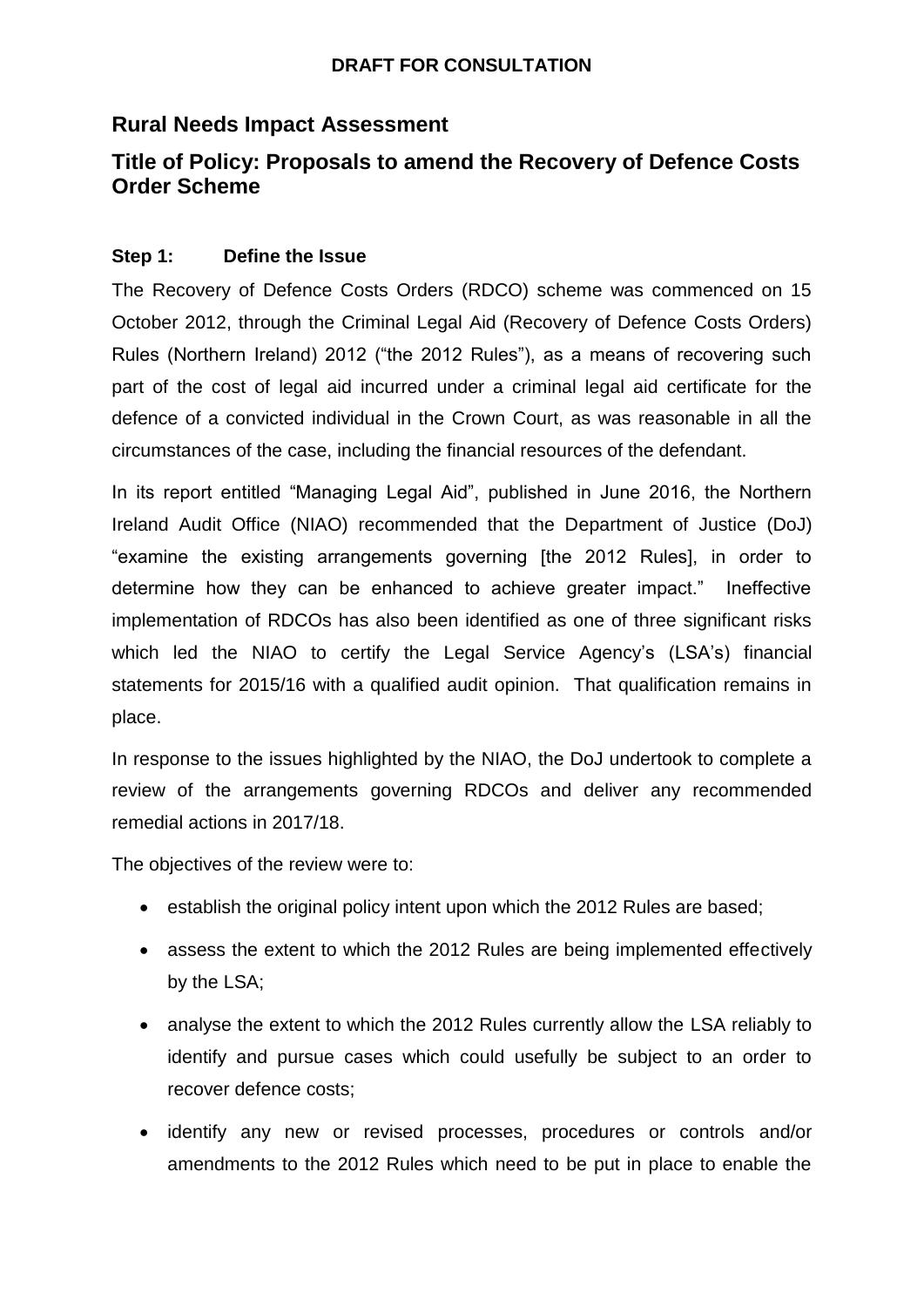**DRAFT FOR CONSULTATION**

## Rural Needs Impact Assessment

## Title of Policy: Proposals to amend the Recovery of Defence Costs Order Scheme

### Step 1: Define the Issue

The Recovery of Defence Costs Orders (RDCO) scheme was commenced on 15 October 2012, through the Criminal Legal Aid (Recovery of Defence Costs Orders) Rules (Northern Ireland) 2012 ("the 2012 Rules"), as a means of recovering such part of the cost of legal aid incurred under a criminal legal aid certificate for the defence of a convicted individual in the Crown Court, as was reasonable in all the circumstances of the case, including the financial resources of the defendant.

In its report entitled "Managing Legal Aid", published in June 2016, the Northern Ireland Audit Office (NIAO) recommended that the Department of Justice (DoJ) "examine the existing arrangements governing [the 2012 Rules], in order to determine how they can be enhanced to achieve greater impact." Ineffective implementation of RDCOs has also been identified as one of three significant risks which led the NIAO to certify the Legal Service Agency's (LSA's) financial statements for 2015/16 with a qualified audit opinion. That qualification remains in place.

In response to the issues highlighted by the NIAO, the DoJ undertook to complete a review of the arrangements governing RDCOs and deliver any recommended remedial actions in 2017/18.

The objectives of the review were to:

- establish the original policy intent upon which the 2012 Rules are based;
- assess the extent to which the 2012 Rules are being implemented effectively by the LSA;
- analyse the extent to which the 2012 Rules currently allow the LSA reliably to identify and pursue cases which could usefully be subject to an order to recover defence costs;
- identify any new or revised processes, procedures or controls and/or amendments to the 2012 Rules which need to be put in place to enable the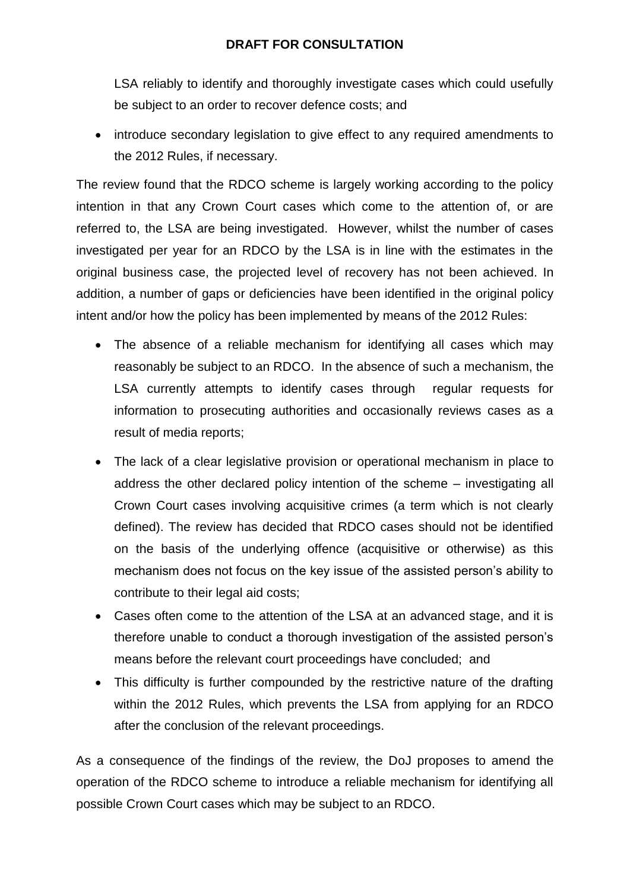LSA reliably to identify and thoroughly investigate cases which could usefully be subject to an order to recover defence costs; and

- introduce secondary legislation to give effect to any required amendments to the 2012 Rules, if necessary.

The review found that the RDCO scheme is largely working according to the policy intention in that any Crown Court cases which come to the attention of, or are referred to, the LSA are being investigated. However, whilst the number of cases investigated per year for an RDCO by the LSA is in line with the estimates in the original business case, the projected level of recovery has not been achieved. In addition, a number of gaps or deficiencies have been identified in the original policy intent and/or how the policy has been implemented by means of the 2012 Rules:

- The absence of a reliable mechanism for identifying all cases which may reasonably be subject to an RDCO. In the absence of such a mechanism, the LSA currently attempts to identify cases through regular requests for information to prosecuting authorities and occasionally reviews cases as a result of media reports;
- The lack of a clear legislative provision or operational mechanism in place to address the other declared policy intention of the scheme – investigating all Crown Court cases involving acquisitive crimes (a term which is not clearly defined). The review has decided that RDCO cases should not be identified on the basis of the underlying offence (acquisitive or otherwise) as this mechanism does not focus on the key issue of the assisted person's ability to contribute to their legal aid costs;
- Cases often come to the attention of the LSA at an advanced stage, and it is therefore unable to conduct a thorough investigation of the assisted person's means before the relevant court proceedings have concluded; and
- This difficulty is further compounded by the restrictive nature of the drafting within the 2012 Rules, which prevents the LSA from applying for an RDCO after the conclusion of the relevant proceedings.

As a consequence of the findings of the review, the DoJ proposes to amend the operation of the RDCO scheme to introduce a reliable mechanism for identifying all possible Crown Court cases which may be subject to an RDCO.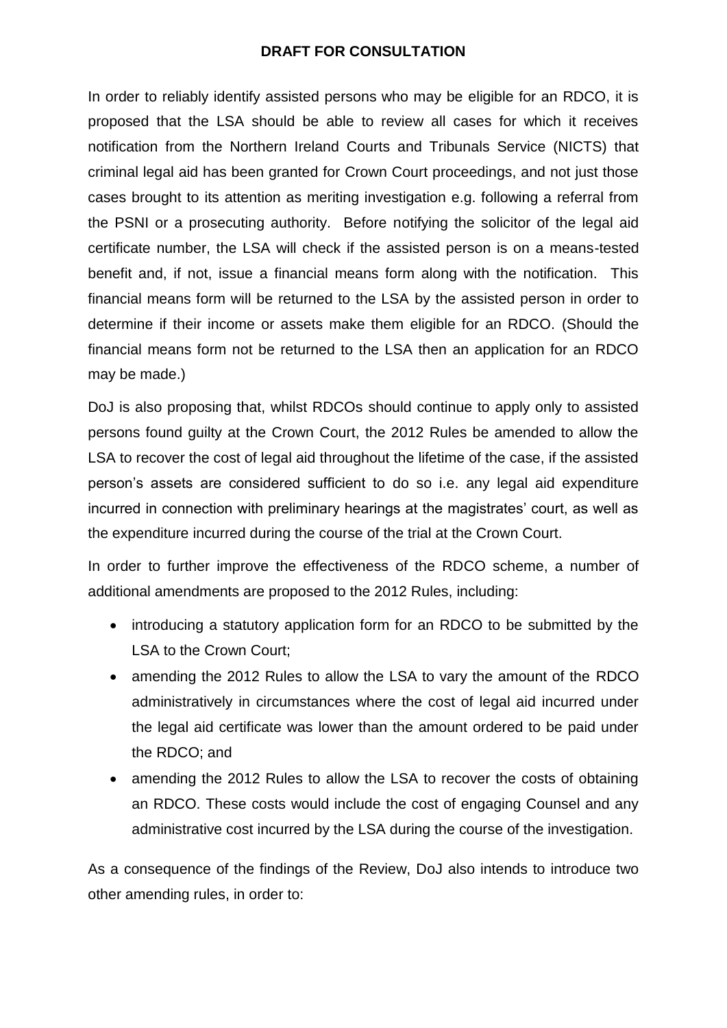In order to reliably identify assisted persons who may be eligible for an RDCO, it is proposed that the LSA should be able to review all cases for which it receives notification from the Northern Ireland Courts and Tribunals Service (NICTS) that criminal legal aid has been granted for Crown Court proceedings, and not just those cases brought to its attention as meriting investigation e.g. following a referral from the PSNI or a prosecuting authority. Before notifying the solicitor of the legal aid certificate number, the LSA will check if the assisted person is on a means-tested benefit and, if not, issue a financial means form along with the notification. This financial means form will be returned to the LSA by the assisted person in order to determine if their income or assets make them eligible for an RDCO. (Should the financial means form not be returned to the LSA then an application for an RDCO may be made.)

DoJ is also proposing that, whilst RDCOs should continue to apply only to assisted persons found guilty at the Crown Court, the 2012 Rules be amended to allow the LSA to recover the cost of legal aid throughout the lifetime of the case, if the assisted person's assets are considered sufficient to do so i.e. any legal aid expenditure incurred in connection with preliminary hearings at the magistrates' court, as well as the expenditure incurred during the course of the trial at the Crown Court.

In order to further improve the effectiveness of the RDCO scheme, a number of additional amendments are proposed to the 2012 Rules, including:

- introducing a statutory application form for an RDCO to be submitted by the LSA to the Crown Court;
- amending the 2012 Rules to allow the LSA to vary the amount of the RDCO administratively in circumstances where the cost of legal aid incurred under the legal aid certificate was lower than the amount ordered to be paid under the RDCO; and
- amending the 2012 Rules to allow the LSA to recover the costs of obtaining an RDCO. These costs would include the cost of engaging Counsel and any administrative cost incurred by the LSA during the course of the investigation.

As a consequence of the findings of the Review, DoJ also intends to introduce two other amending rules, in order to: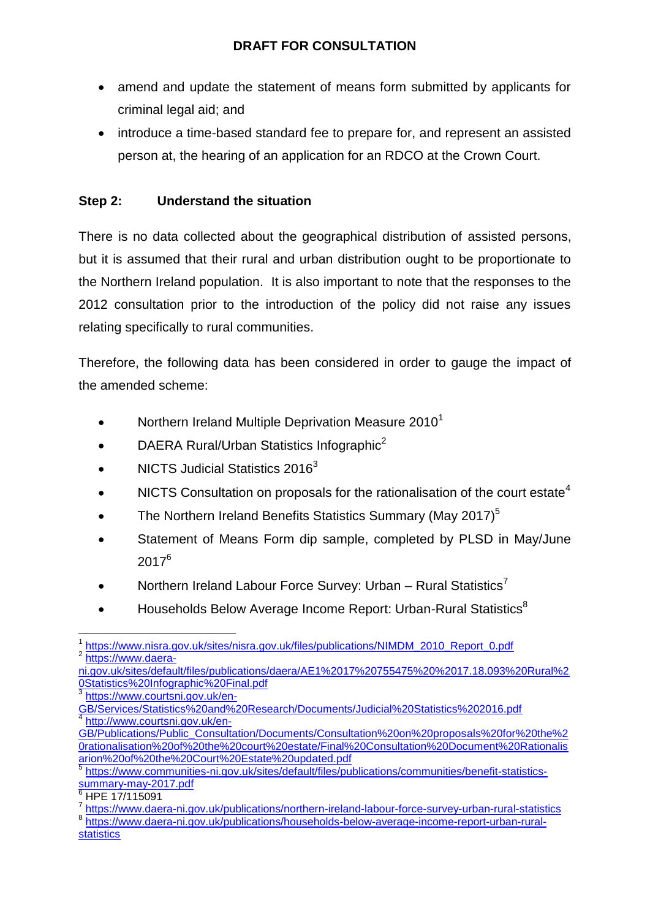- amend and update the statement of means form submitted by applicants for criminal legal aid; and
- introduce a time-based standard fee to prepare for, and represent an assisted person at, the hearing of an application for an RDCO at the Crown Court.

**Step 2: Understand the situation**

There is no data collected about the geographical distribution of assisted persons, but it is assumed that their rural and urban distribution ought to be proportionate to the Northern Ireland population. It is also important to note that the responses to the 2012 consultation prior to the introduction of the policy did not raise any issues relating specifically to rural communities.

Therefore, the following data has been considered in order to gauge the impact of the amended scheme:

- Northern Ireland Multiple Deprivation Measure 2010[1]
- DAERA Rural/Urban Statistics Infographic[2]
- NICTS Judicial Statistics 2016[3]
- NICTS Consultation on proposals for the rationalisation of the court estate[4]
- The Northern Ireland Benefits Statistics Summary (May 2017)[5]
- Statement of Means Form dip sample, completed by PLSD in May/June 2017[6]
- Northern Ireland Labour Force Survey: Urban – Rural Statistics[7]
- Households Below Average Income Report: Urban-Rural Statistics[8]

---

[1] https://www.nisra.gov.uk/sites/nisra.gov.uk/files/publications/NIMDM_2010_Report_0.pdf

[2] https://www.daera-ni.gov.uk/sites/default/files/publications/daera/AE1%2017%20755475%20%2017.18.093%20Rural%20Statistics%20Infographic%20Final.pdf

[3] https://www.courtsni.gov.uk/en-GB/Services/Statistics%20and%20Research/Documents/Judicial%20Statistics%202016.pdf

[4] http://www.courtsni.gov.uk/en-GB/Publications/Public_Consultation/Documents/Consultation%20on%20proposals%20for%20the%20rationalisation%20of%20the%20court%20estate/Final%20Consultation%20Document%20Rationalisation%20of%20the%20Court%20Estate%20updated.pdf

[5] https://www.communities-ni.gov.uk/sites/default/files/publications/communities/benefit-statistics-summary-may-2017.pdf

[6] HPE 17/115091

[7] https://www.daera-ni.gov.uk/publications/northern-ireland-labour-force-survey-urban-rural-statistics

[8] https://www.daera-ni.gov.uk/publications/households-below-average-income-report-urban-rural-statistics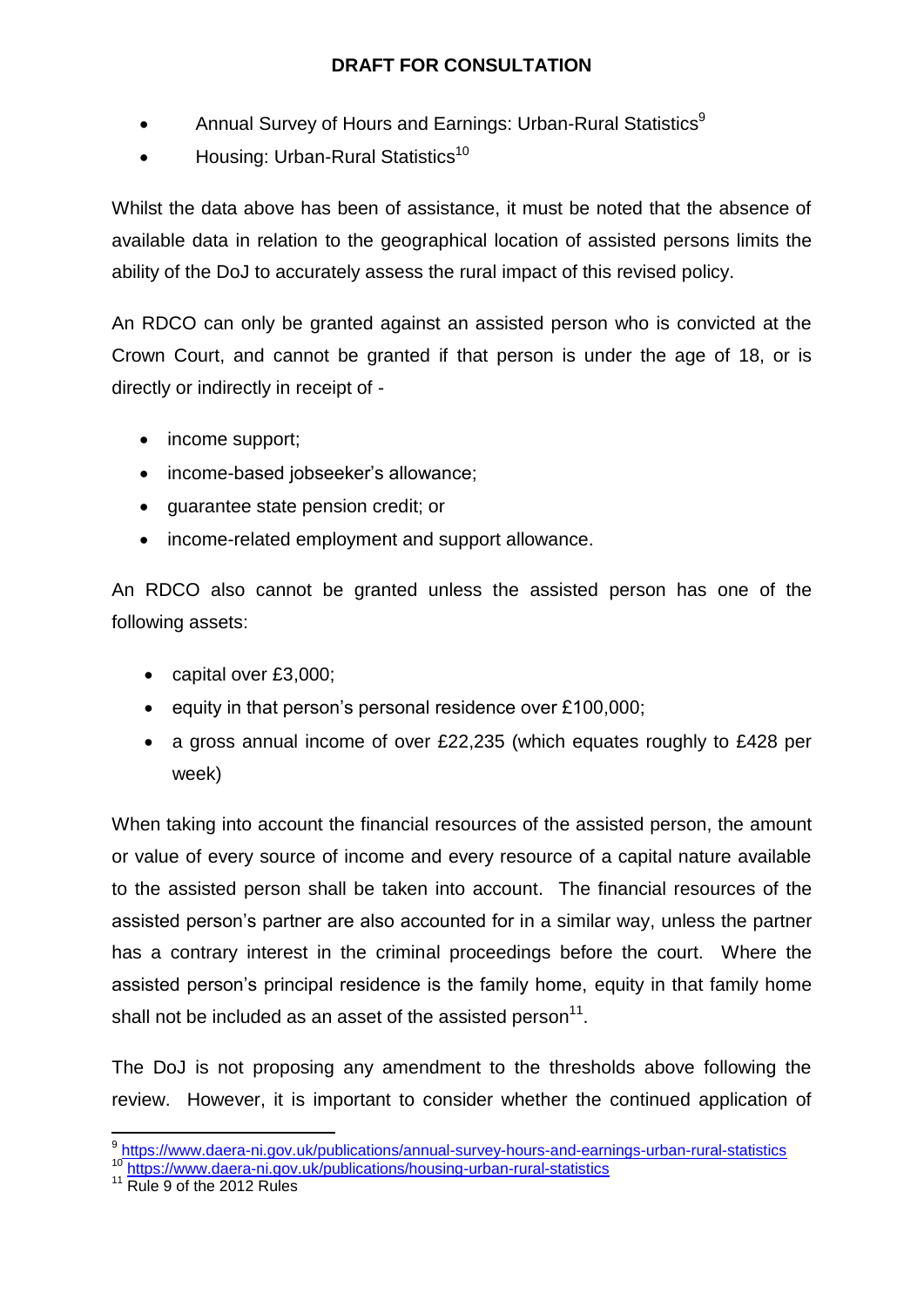- Annual Survey of Hours and Earnings: Urban-Rural Statistics[9]
- Housing: Urban-Rural Statistics[10]

Whilst the data above has been of assistance, it must be noted that the absence of available data in relation to the geographical location of assisted persons limits the ability of the DoJ to accurately assess the rural impact of this revised policy.

An RDCO can only be granted against an assisted person who is convicted at the Crown Court, and cannot be granted if that person is under the age of 18, or is directly or indirectly in receipt of -

- income support;
- income-based jobseeker's allowance;
- guarantee state pension credit; or
- income-related employment and support allowance.

An RDCO also cannot be granted unless the assisted person has one of the following assets:

- capital over £3,000;
- equity in that person's personal residence over £100,000;
- a gross annual income of over £22,235 (which equates roughly to £428 per week)

When taking into account the financial resources of the assisted person, the amount or value of every source of income and every resource of a capital nature available to the assisted person shall be taken into account. The financial resources of the assisted person's partner are also accounted for in a similar way, unless the partner has a contrary interest in the criminal proceedings before the court. Where the assisted person's principal residence is the family home, equity in that family home shall not be included as an asset of the assisted person[11].

The DoJ is not proposing any amendment to the thresholds above following the review. However, it is important to consider whether the continued application of

---

[9] https://www.daera-ni.gov.uk/publications/annual-survey-hours-and-earnings-urban-rural-statistics

[10] https://www.daera-ni.gov.uk/publications/housing-urban-rural-statistics

[11] Rule 9 of the 2012 Rules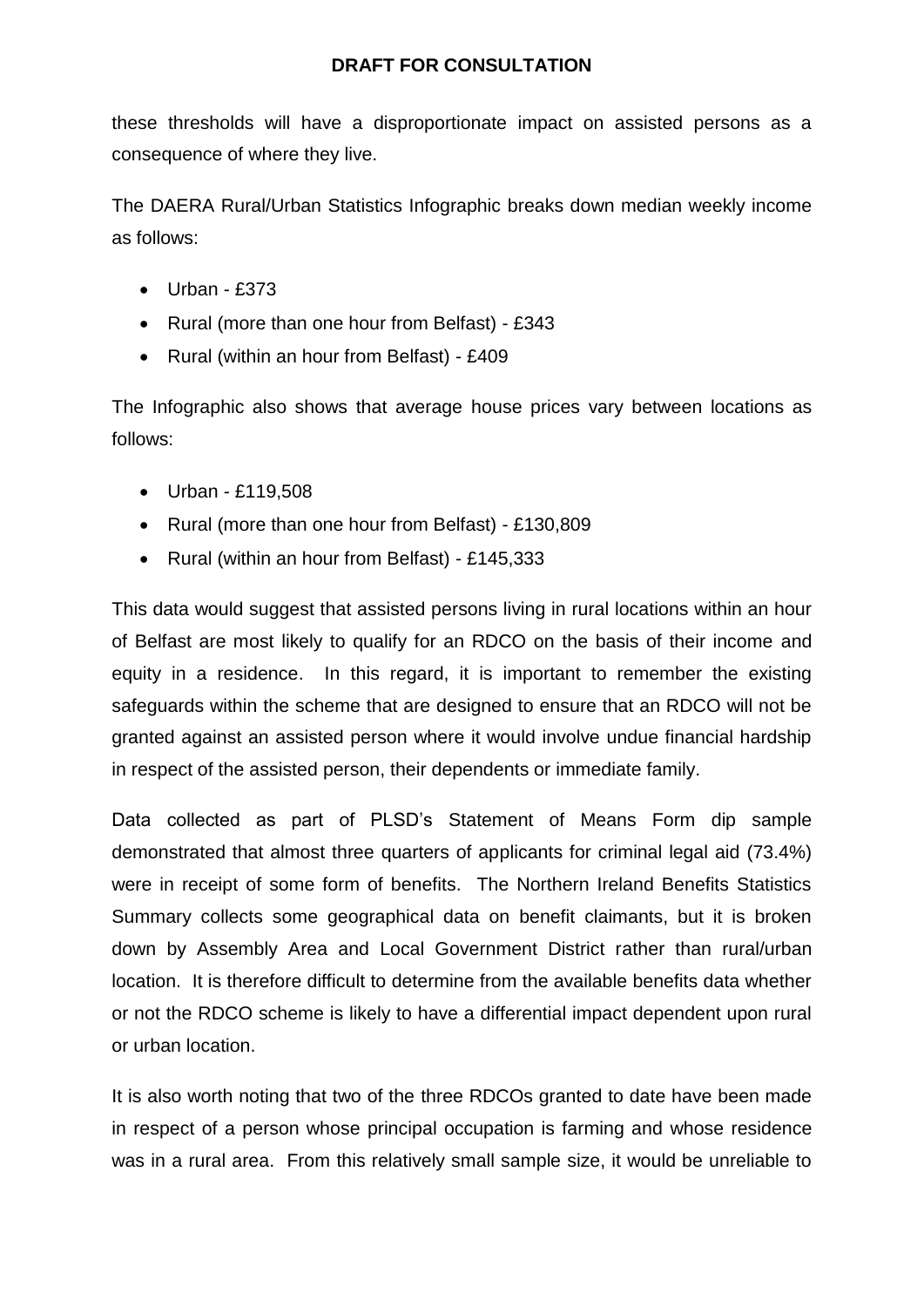these thresholds will have a disproportionate impact on assisted persons as a consequence of where they live.

The DAERA Rural/Urban Statistics Infographic breaks down median weekly income as follows:

- Urban - £373
- Rural (more than one hour from Belfast) - £343
- Rural (within an hour from Belfast) - £409

The Infographic also shows that average house prices vary between locations as follows:

- Urban - £119,508
- Rural (more than one hour from Belfast) - £130,809
- Rural (within an hour from Belfast) - £145,333

This data would suggest that assisted persons living in rural locations within an hour of Belfast are most likely to qualify for an RDCO on the basis of their income and equity in a residence. In this regard, it is important to remember the existing safeguards within the scheme that are designed to ensure that an RDCO will not be granted against an assisted person where it would involve undue financial hardship in respect of the assisted person, their dependents or immediate family.

Data collected as part of PLSD's Statement of Means Form dip sample demonstrated that almost three quarters of applicants for criminal legal aid (73.4%) were in receipt of some form of benefits. The Northern Ireland Benefits Statistics Summary collects some geographical data on benefit claimants, but it is broken down by Assembly Area and Local Government District rather than rural/urban location. It is therefore difficult to determine from the available benefits data whether or not the RDCO scheme is likely to have a differential impact dependent upon rural or urban location.

It is also worth noting that two of the three RDCOs granted to date have been made in respect of a person whose principal occupation is farming and whose residence was in a rural area. From this relatively small sample size, it would be unreliable to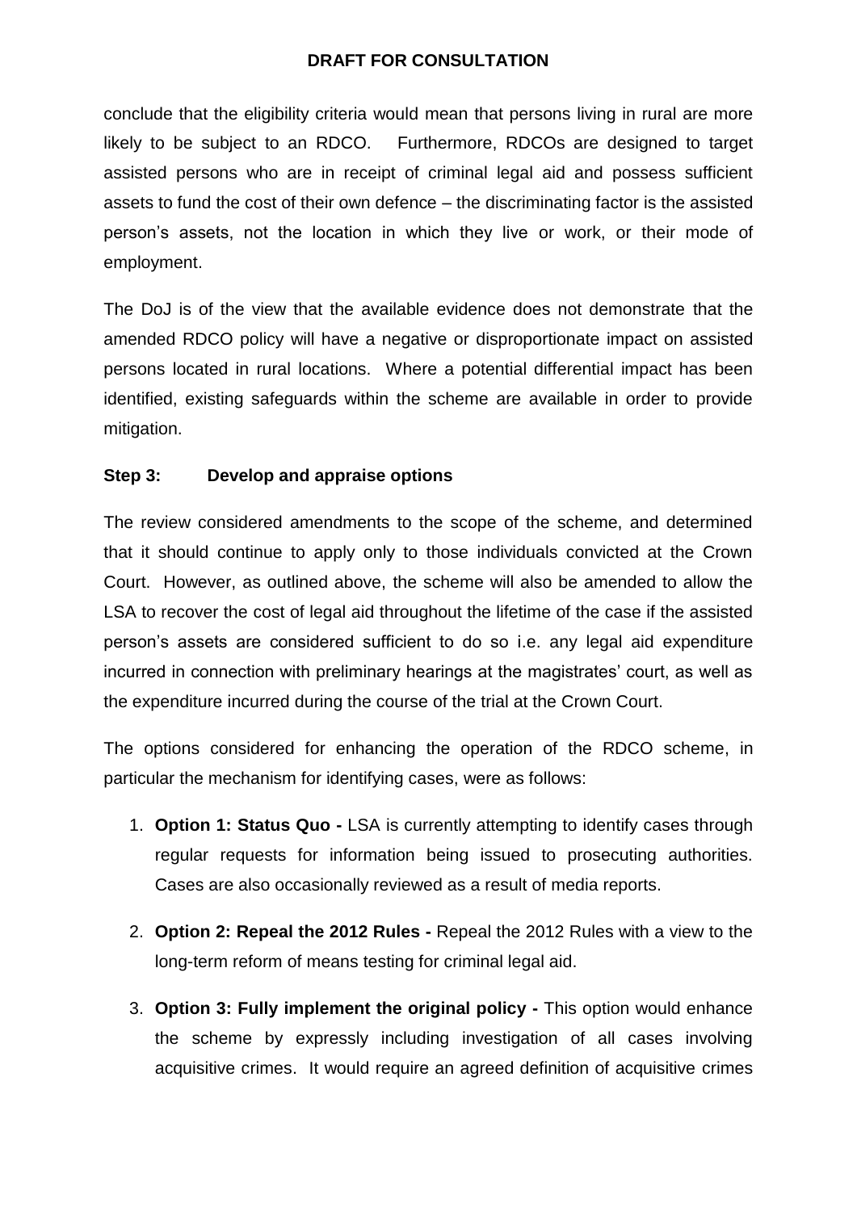conclude that the eligibility criteria would mean that persons living in rural are more likely to be subject to an RDCO. Furthermore, RDCOs are designed to target assisted persons who are in receipt of criminal legal aid and possess sufficient assets to fund the cost of their own defence – the discriminating factor is the assisted person's assets, not the location in which they live or work, or their mode of employment.

The DoJ is of the view that the available evidence does not demonstrate that the amended RDCO policy will have a negative or disproportionate impact on assisted persons located in rural locations. Where a potential differential impact has been identified, existing safeguards within the scheme are available in order to provide mitigation.

**Step 3: Develop and appraise options**

The review considered amendments to the scope of the scheme, and determined that it should continue to apply only to those individuals convicted at the Crown Court. However, as outlined above, the scheme will also be amended to allow the LSA to recover the cost of legal aid throughout the lifetime of the case if the assisted person's assets are considered sufficient to do so i.e. any legal aid expenditure incurred in connection with preliminary hearings at the magistrates' court, as well as the expenditure incurred during the course of the trial at the Crown Court.

The options considered for enhancing the operation of the RDCO scheme, in particular the mechanism for identifying cases, were as follows:

1. **Option 1: Status Quo -** LSA is currently attempting to identify cases through regular requests for information being issued to prosecuting authorities. Cases are also occasionally reviewed as a result of media reports.
2. **Option 2: Repeal the 2012 Rules -** Repeal the 2012 Rules with a view to the long-term reform of means testing for criminal legal aid.
3. **Option 3: Fully implement the original policy -** This option would enhance the scheme by expressly including investigation of all cases involving acquisitive crimes. It would require an agreed definition of acquisitive crimes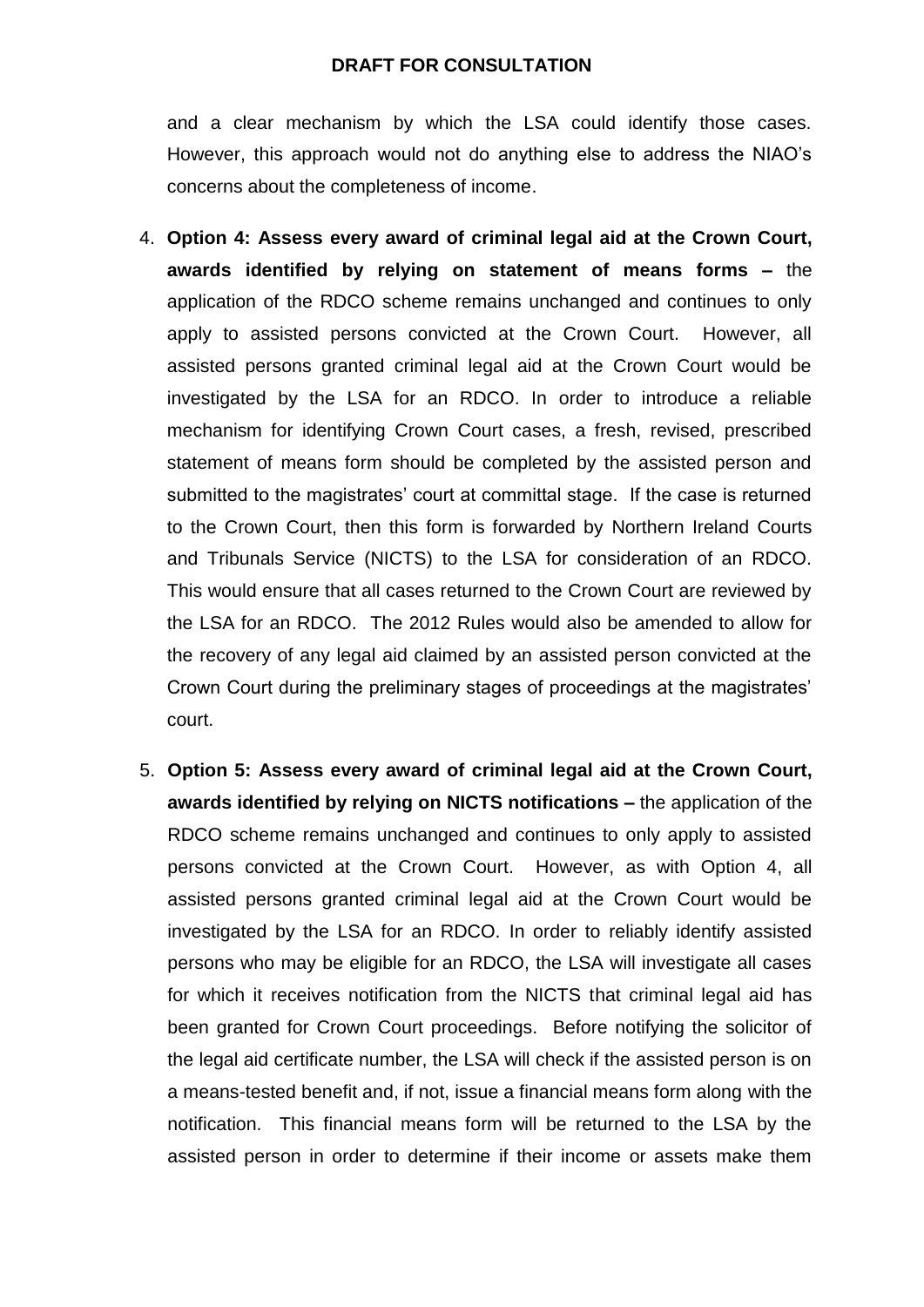and a clear mechanism by which the LSA could identify those cases. However, this approach would not do anything else to address the NIAO's concerns about the completeness of income.

4. **Option 4: Assess every award of criminal legal aid at the Crown Court, awards identified by relying on statement of means forms –** the application of the RDCO scheme remains unchanged and continues to only apply to assisted persons convicted at the Crown Court. However, all assisted persons granted criminal legal aid at the Crown Court would be investigated by the LSA for an RDCO. In order to introduce a reliable mechanism for identifying Crown Court cases, a fresh, revised, prescribed statement of means form should be completed by the assisted person and submitted to the magistrates' court at committal stage. If the case is returned to the Crown Court, then this form is forwarded by Northern Ireland Courts and Tribunals Service (NICTS) to the LSA for consideration of an RDCO. This would ensure that all cases returned to the Crown Court are reviewed by the LSA for an RDCO. The 2012 Rules would also be amended to allow for the recovery of any legal aid claimed by an assisted person convicted at the Crown Court during the preliminary stages of proceedings at the magistrates' court.

5. **Option 5: Assess every award of criminal legal aid at the Crown Court, awards identified by relying on NICTS notifications –** the application of the RDCO scheme remains unchanged and continues to only apply to assisted persons convicted at the Crown Court. However, as with Option 4, all assisted persons granted criminal legal aid at the Crown Court would be investigated by the LSA for an RDCO. In order to reliably identify assisted persons who may be eligible for an RDCO, the LSA will investigate all cases for which it receives notification from the NICTS that criminal legal aid has been granted for Crown Court proceedings. Before notifying the solicitor of the legal aid certificate number, the LSA will check if the assisted person is on a means-tested benefit and, if not, issue a financial means form along with the notification. This financial means form will be returned to the LSA by the assisted person in order to determine if their income or assets make them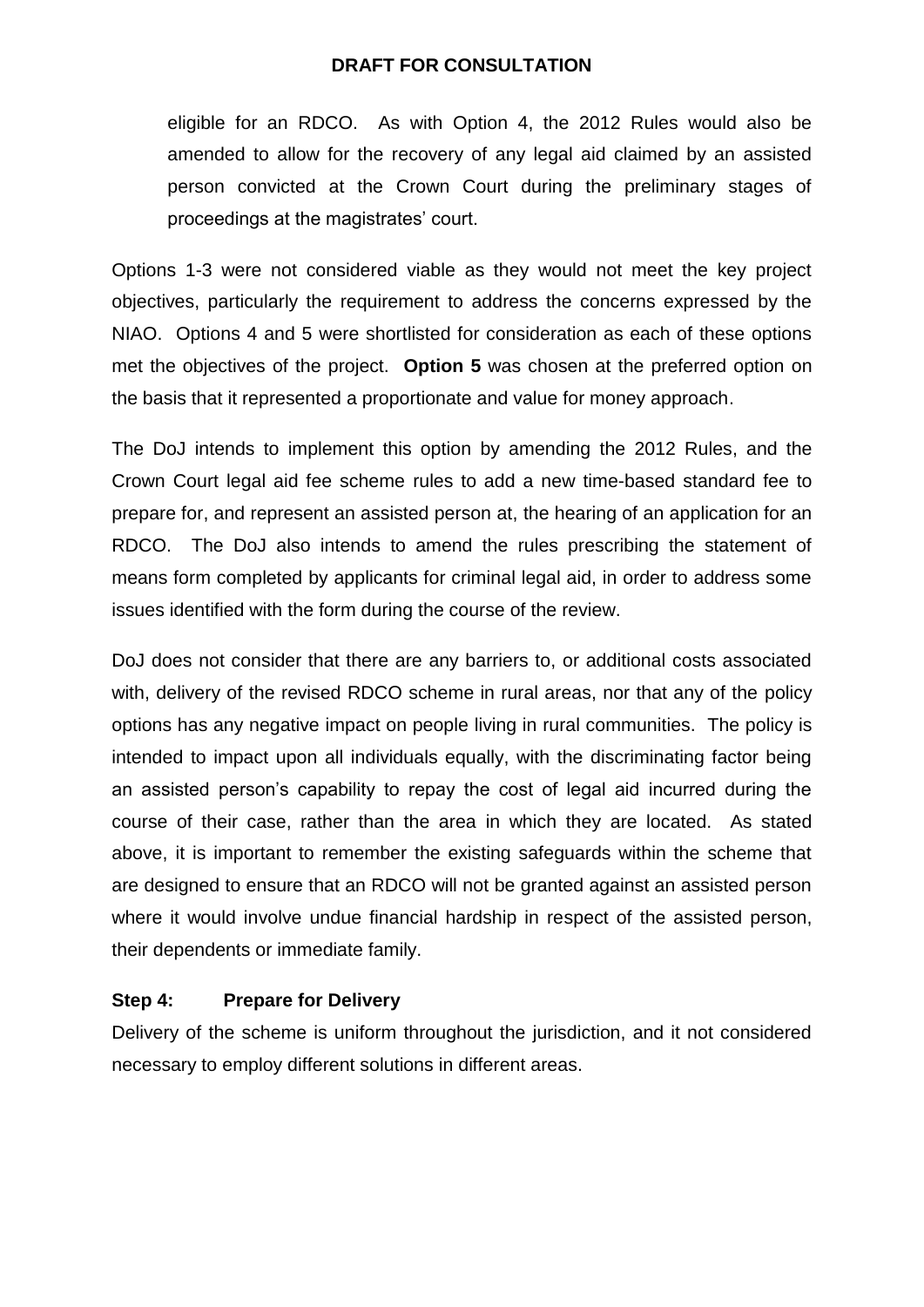eligible for an RDCO. As with Option 4, the 2012 Rules would also be amended to allow for the recovery of any legal aid claimed by an assisted person convicted at the Crown Court during the preliminary stages of proceedings at the magistrates' court.

Options 1-3 were not considered viable as they would not meet the key project objectives, particularly the requirement to address the concerns expressed by the NIAO. Options 4 and 5 were shortlisted for consideration as each of these options met the objectives of the project. **Option 5** was chosen at the preferred option on the basis that it represented a proportionate and value for money approach.

The DoJ intends to implement this option by amending the 2012 Rules, and the Crown Court legal aid fee scheme rules to add a new time-based standard fee to prepare for, and represent an assisted person at, the hearing of an application for an RDCO. The DoJ also intends to amend the rules prescribing the statement of means form completed by applicants for criminal legal aid, in order to address some issues identified with the form during the course of the review.

DoJ does not consider that there are any barriers to, or additional costs associated with, delivery of the revised RDCO scheme in rural areas, nor that any of the policy options has any negative impact on people living in rural communities. The policy is intended to impact upon all individuals equally, with the discriminating factor being an assisted person's capability to repay the cost of legal aid incurred during the course of their case, rather than the area in which they are located. As stated above, it is important to remember the existing safeguards within the scheme that are designed to ensure that an RDCO will not be granted against an assisted person where it would involve undue financial hardship in respect of the assisted person, their dependents or immediate family.

**Step 4: Prepare for Delivery**

Delivery of the scheme is uniform throughout the jurisdiction, and it not considered necessary to employ different solutions in different areas.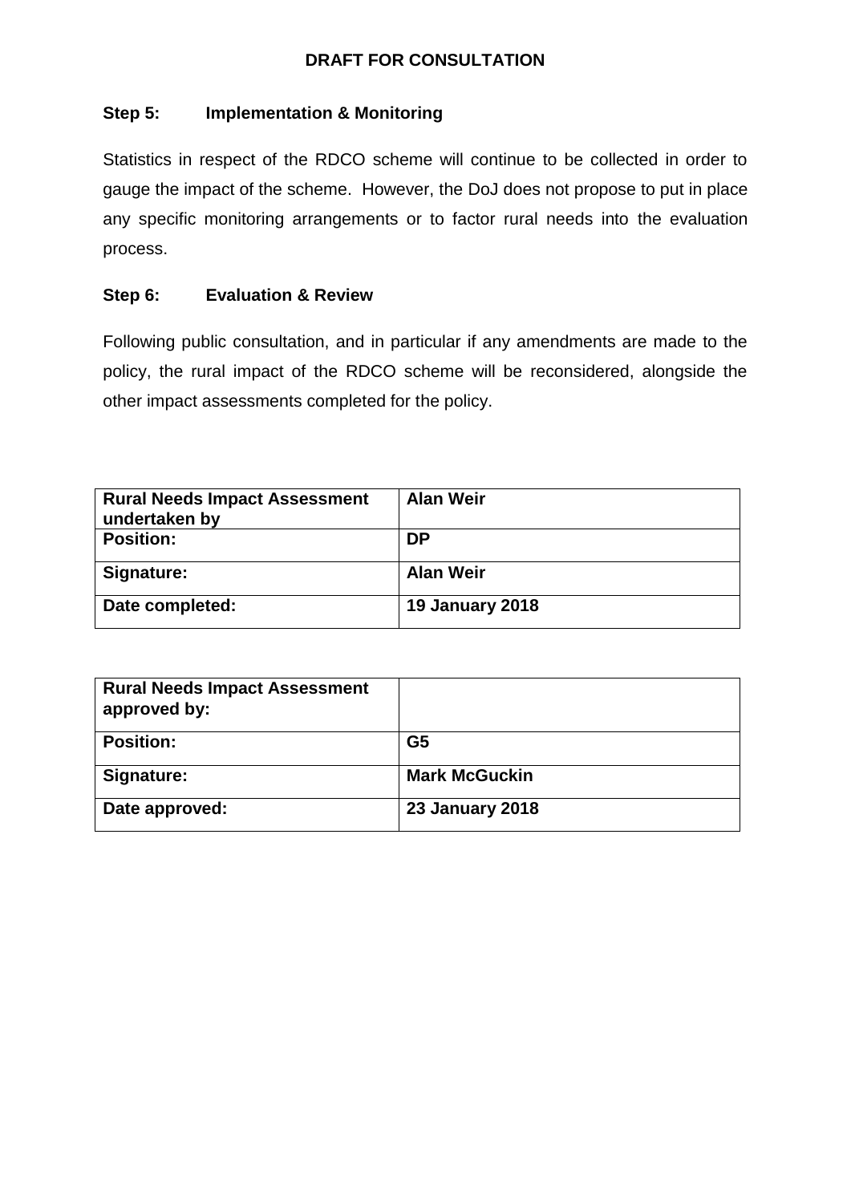**DRAFT FOR CONSULTATION**

**Step 5: Implementation & Monitoring**

Statistics in respect of the RDCO scheme will continue to be collected in order to gauge the impact of the scheme. However, the DoJ does not propose to put in place any specific monitoring arrangements or to factor rural needs into the evaluation process.

**Step 6: Evaluation & Review**

Following public consultation, and in particular if any amendments are made to the policy, the rural impact of the RDCO scheme will be reconsidered, alongside the other impact assessments completed for the policy.

| | |
|---|---|
| **Rural Needs Impact Assessment undertaken by** | **Alan Weir** |
| **Position:** | **DP** |
| **Signature:** | **Alan Weir** |
| **Date completed:** | **19 January 2018** |

| | |
|---|---|
| **Rural Needs Impact Assessment approved by:** | |
| **Position:** | **G5** |
| **Signature:** | **Mark McGuckin** |
| **Date approved:** | **23 January 2018** |